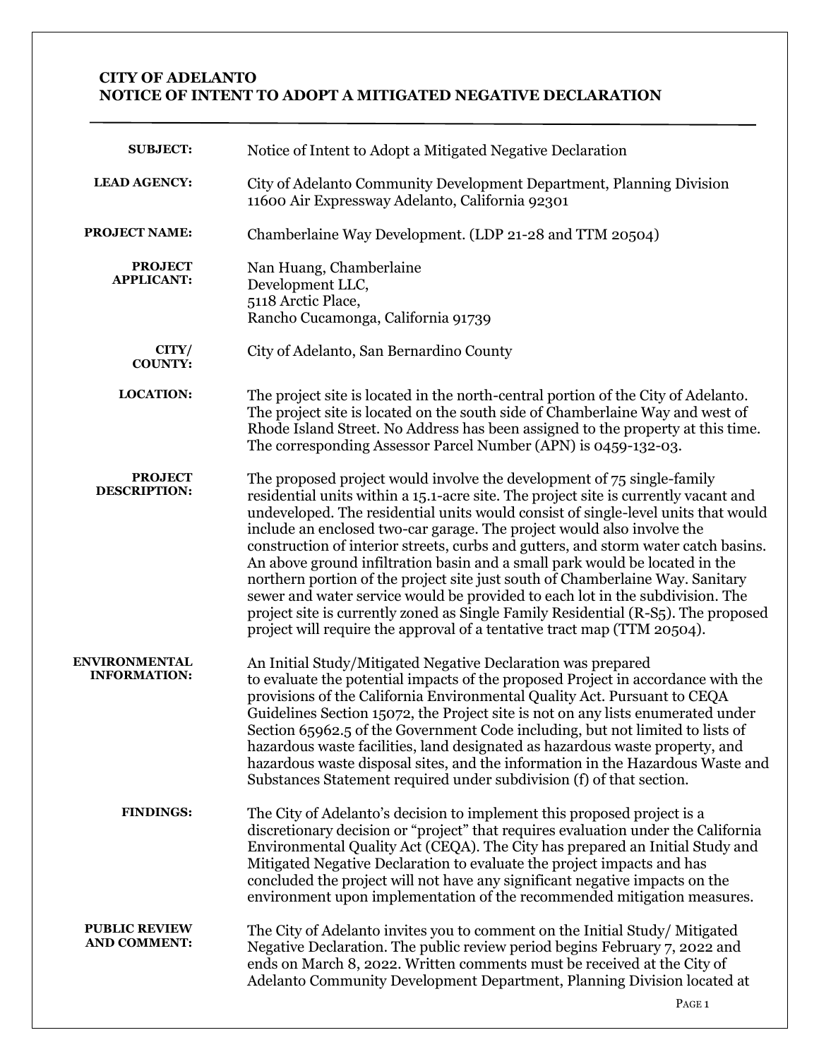**CITY OF ADELANTO**
**NOTICE OF INTENT TO ADOPT A MITIGATED NEGATIVE DECLARATION**

---

**SUBJECT:** Notice of Intent to Adopt a Mitigated Negative Declaration

**LEAD AGENCY:** City of Adelanto Community Development Department, Planning Division 11600 Air Expressway Adelanto, California 92301

**PROJECT NAME:** Chamberlaine Way Development. (LDP 21-28 and TTM 20504)

**PROJECT APPLICANT:** Nan Huang, Chamberlaine Development LLC, 5118 Arctic Place, Rancho Cucamonga, California 91739

**CITY/ COUNTY:** City of Adelanto, San Bernardino County

**LOCATION:** The project site is located in the north-central portion of the City of Adelanto. The project site is located on the south side of Chamberlaine Way and west of Rhode Island Street. No Address has been assigned to the property at this time. The corresponding Assessor Parcel Number (APN) is 0459-132-03.

**PROJECT DESCRIPTION:** The proposed project would involve the development of 75 single-family residential units within a 15.1-acre site. The project site is currently vacant and undeveloped. The residential units would consist of single-level units that would include an enclosed two-car garage. The project would also involve the construction of interior streets, curbs and gutters, and storm water catch basins. An above ground infiltration basin and a small park would be located in the northern portion of the project site just south of Chamberlaine Way. Sanitary sewer and water service would be provided to each lot in the subdivision. The project site is currently zoned as Single Family Residential (R-S5). The proposed project will require the approval of a tentative tract map (TTM 20504).

**ENVIRONMENTAL INFORMATION:** An Initial Study/Mitigated Negative Declaration was prepared to evaluate the potential impacts of the proposed Project in accordance with the provisions of the California Environmental Quality Act. Pursuant to CEQA Guidelines Section 15072, the Project site is not on any lists enumerated under Section 65962.5 of the Government Code including, but not limited to lists of hazardous waste facilities, land designated as hazardous waste property, and hazardous waste disposal sites, and the information in the Hazardous Waste and Substances Statement required under subdivision (f) of that section.

**FINDINGS:** The City of Adelanto's decision to implement this proposed project is a discretionary decision or "project" that requires evaluation under the California Environmental Quality Act (CEQA). The City has prepared an Initial Study and Mitigated Negative Declaration to evaluate the project impacts and has concluded the project will not have any significant negative impacts on the environment upon implementation of the recommended mitigation measures.

**PUBLIC REVIEW AND COMMENT:** The City of Adelanto invites you to comment on the Initial Study/ Mitigated Negative Declaration. The public review period begins February 7, 2022 and ends on March 8, 2022. Written comments must be received at the City of Adelanto Community Development Department, Planning Division located at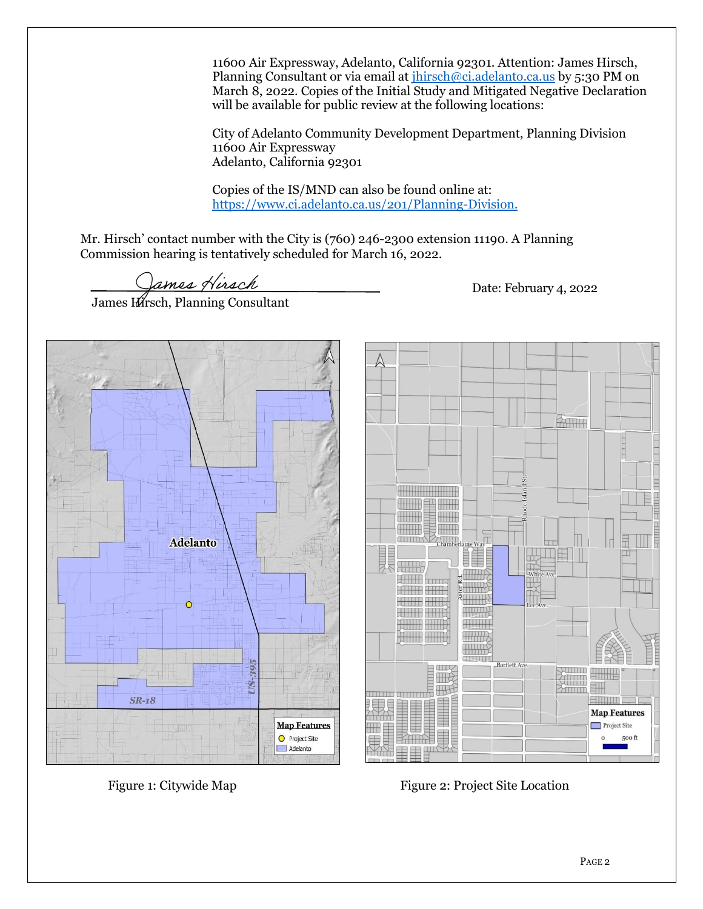11600 Air Expressway, Adelanto, California 92301. Attention: James Hirsch, Planning Consultant or via email at jhirsch@ci.adelanto.ca.us by 5:30 PM on March 8, 2022. Copies of the Initial Study and Mitigated Negative Declaration will be available for public review at the following locations:

City of Adelanto Community Development Department, Planning Division
11600 Air Expressway
Adelanto, California 92301

Copies of the IS/MND can also be found online at:
https://www.ci.adelanto.ca.us/201/Planning-Division.

Mr. Hirsch' contact number with the City is (760) 246-2300 extension 11190. A Planning Commission hearing is tentatively scheduled for March 16, 2022.

*James Hirsch*

James Hirsch, Planning Consultant

Date: February 4, 2022

Adelanto
US-395
SR-18
Map Features
Project Site
Adelanto

Figure 1: Citywide Map

Rhode Island St.
Chamberlaine Way
Aster Rd.
White Ave.
Lee Ave.
Bartlett Ave.
Map Features
Project Site
0 500 ft

Figure 2: Project Site Location